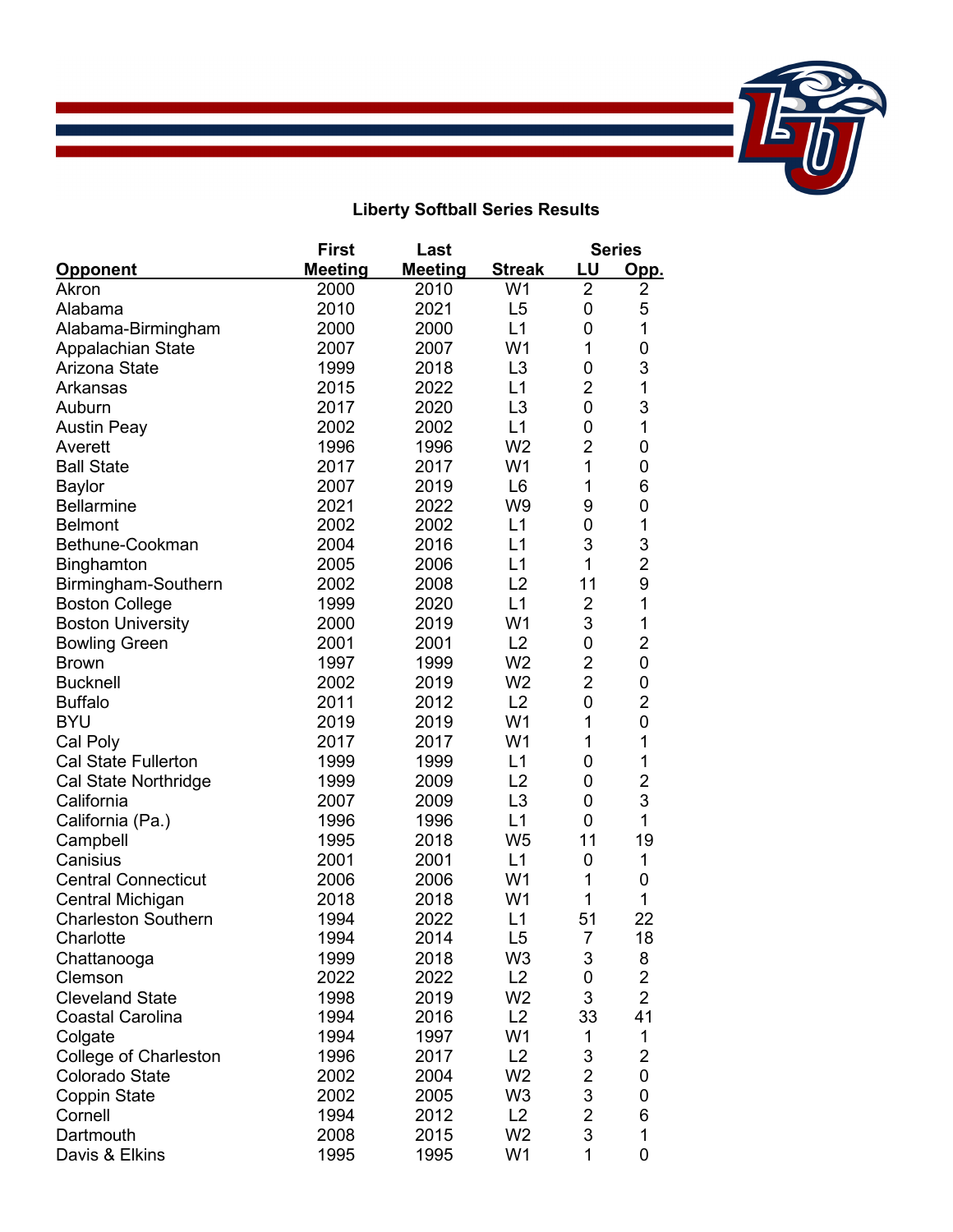## Liberty Softball Series Results

| Opponent | First Meeting | Last Meeting | Streak | Series LU | Series Opp. |
|---|---|---|---|---|---|
| Akron | 2000 | 2010 | W1 | 2 | 2 |
| Alabama | 2010 | 2021 | L5 | 0 | 5 |
| Alabama-Birmingham | 2000 | 2000 | L1 | 0 | 1 |
| Appalachian State | 2007 | 2007 | W1 | 1 | 0 |
| Arizona State | 1999 | 2018 | L3 | 0 | 3 |
| Arkansas | 2015 | 2022 | L1 | 2 | 1 |
| Auburn | 2017 | 2020 | L3 | 0 | 3 |
| Austin Peay | 2002 | 2002 | L1 | 0 | 1 |
| Averett | 1996 | 1996 | W2 | 2 | 0 |
| Ball State | 2017 | 2017 | W1 | 1 | 0 |
| Baylor | 2007 | 2019 | L6 | 1 | 6 |
| Bellarmine | 2021 | 2022 | W9 | 9 | 0 |
| Belmont | 2002 | 2002 | L1 | 0 | 1 |
| Bethune-Cookman | 2004 | 2016 | L1 | 3 | 3 |
| Binghamton | 2005 | 2006 | L1 | 1 | 2 |
| Birmingham-Southern | 2002 | 2008 | L2 | 11 | 9 |
| Boston College | 1999 | 2020 | L1 | 2 | 1 |
| Boston University | 2000 | 2019 | W1 | 3 | 1 |
| Bowling Green | 2001 | 2001 | L2 | 0 | 2 |
| Brown | 1997 | 1999 | W2 | 2 | 0 |
| Bucknell | 2002 | 2019 | W2 | 2 | 0 |
| Buffalo | 2011 | 2012 | L2 | 0 | 2 |
| BYU | 2019 | 2019 | W1 | 1 | 0 |
| Cal Poly | 2017 | 2017 | W1 | 1 | 1 |
| Cal State Fullerton | 1999 | 1999 | L1 | 0 | 1 |
| Cal State Northridge | 1999 | 2009 | L2 | 0 | 2 |
| California | 2007 | 2009 | L3 | 0 | 3 |
| California (Pa.) | 1996 | 1996 | L1 | 0 | 1 |
| Campbell | 1995 | 2018 | W5 | 11 | 19 |
| Canisius | 2001 | 2001 | L1 | 0 | 1 |
| Central Connecticut | 2006 | 2006 | W1 | 1 | 0 |
| Central Michigan | 2018 | 2018 | W1 | 1 | 1 |
| Charleston Southern | 1994 | 2022 | L1 | 51 | 22 |
| Charlotte | 1994 | 2014 | L5 | 7 | 18 |
| Chattanooga | 1999 | 2018 | W3 | 3 | 8 |
| Clemson | 2022 | 2022 | L2 | 0 | 2 |
| Cleveland State | 1998 | 2019 | W2 | 3 | 2 |
| Coastal Carolina | 1994 | 2016 | L2 | 33 | 41 |
| Colgate | 1994 | 1997 | W1 | 1 | 1 |
| College of Charleston | 1996 | 2017 | L2 | 3 | 2 |
| Colorado State | 2002 | 2004 | W2 | 2 | 0 |
| Coppin State | 2002 | 2005 | W3 | 3 | 0 |
| Cornell | 1994 | 2012 | L2 | 2 | 6 |
| Dartmouth | 2008 | 2015 | W2 | 3 | 1 |
| Davis & Elkins | 1995 | 1995 | W1 | 1 | 0 |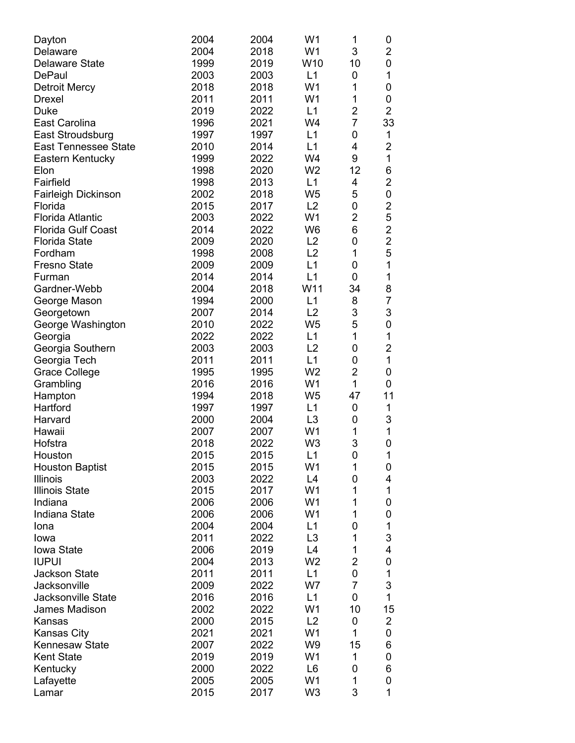| | | | | | |
|---|---|---|---|---|---|
| Dayton | 2004 | 2004 | W1 | 1 | 0 |
| Delaware | 2004 | 2018 | W1 | 3 | 2 |
| Delaware State | 1999 | 2019 | W10 | 10 | 0 |
| DePaul | 2003 | 2003 | L1 | 0 | 1 |
| Detroit Mercy | 2018 | 2018 | W1 | 1 | 0 |
| Drexel | 2011 | 2011 | W1 | 1 | 0 |
| Duke | 2019 | 2022 | L1 | 2 | 2 |
| East Carolina | 1996 | 2021 | W4 | 7 | 33 |
| East Stroudsburg | 1997 | 1997 | L1 | 0 | 1 |
| East Tennessee State | 2010 | 2014 | L1 | 4 | 2 |
| Eastern Kentucky | 1999 | 2022 | W4 | 9 | 1 |
| Elon | 1998 | 2020 | W2 | 12 | 6 |
| Fairfield | 1998 | 2013 | L1 | 4 | 2 |
| Fairleigh Dickinson | 2002 | 2018 | W5 | 5 | 0 |
| Florida | 2015 | 2017 | L2 | 0 | 2 |
| Florida Atlantic | 2003 | 2022 | W1 | 2 | 5 |
| Florida Gulf Coast | 2014 | 2022 | W6 | 6 | 2 |
| Florida State | 2009 | 2020 | L2 | 0 | 2 |
| Fordham | 1998 | 2008 | L2 | 1 | 5 |
| Fresno State | 2009 | 2009 | L1 | 0 | 1 |
| Furman | 2014 | 2014 | L1 | 0 | 1 |
| Gardner-Webb | 2004 | 2018 | W11 | 34 | 8 |
| George Mason | 1994 | 2000 | L1 | 8 | 7 |
| Georgetown | 2007 | 2014 | L2 | 3 | 3 |
| George Washington | 2010 | 2022 | W5 | 5 | 0 |
| Georgia | 2022 | 2022 | L1 | 1 | 1 |
| Georgia Southern | 2003 | 2003 | L2 | 0 | 2 |
| Georgia Tech | 2011 | 2011 | L1 | 0 | 1 |
| Grace College | 1995 | 1995 | W2 | 2 | 0 |
| Grambling | 2016 | 2016 | W1 | 1 | 0 |
| Hampton | 1994 | 2018 | W5 | 47 | 11 |
| Hartford | 1997 | 1997 | L1 | 0 | 1 |
| Harvard | 2000 | 2004 | L3 | 0 | 3 |
| Hawaii | 2007 | 2007 | W1 | 1 | 1 |
| Hofstra | 2018 | 2022 | W3 | 3 | 0 |
| Houston | 2015 | 2015 | L1 | 0 | 1 |
| Houston Baptist | 2015 | 2015 | W1 | 1 | 0 |
| Illinois | 2003 | 2022 | L4 | 0 | 4 |
| Illinois State | 2015 | 2017 | W1 | 1 | 1 |
| Indiana | 2006 | 2006 | W1 | 1 | 0 |
| Indiana State | 2006 | 2006 | W1 | 1 | 0 |
| Iona | 2004 | 2004 | L1 | 0 | 1 |
| Iowa | 2011 | 2022 | L3 | 1 | 3 |
| Iowa State | 2006 | 2019 | L4 | 1 | 4 |
| IUPUI | 2004 | 2013 | W2 | 2 | 0 |
| Jackson State | 2011 | 2011 | L1 | 0 | 1 |
| Jacksonville | 2009 | 2022 | W7 | 7 | 3 |
| Jacksonville State | 2016 | 2016 | L1 | 0 | 1 |
| James Madison | 2002 | 2022 | W1 | 10 | 15 |
| Kansas | 2000 | 2015 | L2 | 0 | 2 |
| Kansas City | 2021 | 2021 | W1 | 1 | 0 |
| Kennesaw State | 2007 | 2022 | W9 | 15 | 6 |
| Kent State | 2019 | 2019 | W1 | 1 | 0 |
| Kentucky | 2000 | 2022 | L6 | 0 | 6 |
| Lafayette | 2005 | 2005 | W1 | 1 | 0 |
| Lamar | 2015 | 2017 | W3 | 3 | 1 |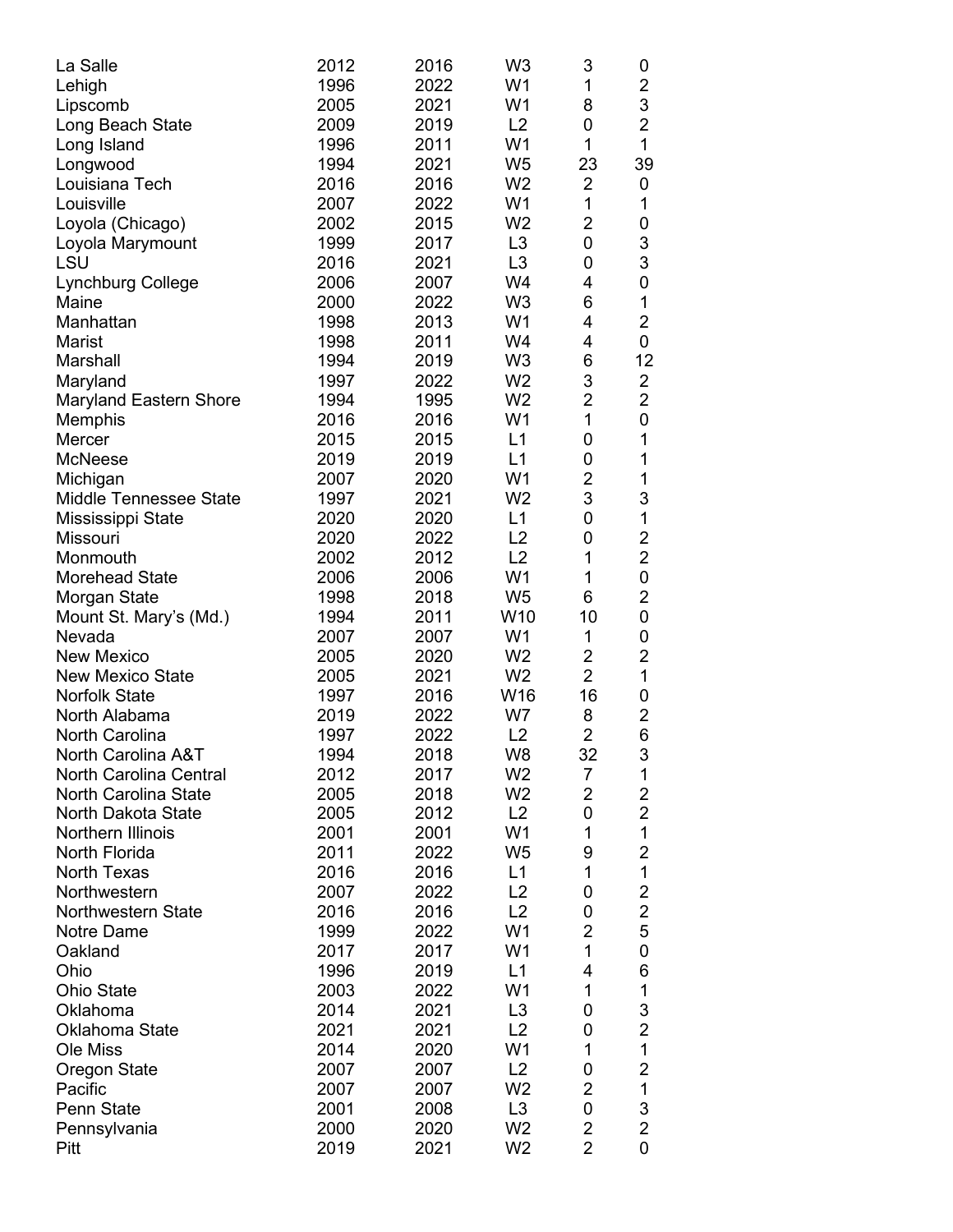| | | | | | |
|---|---|---|---|---|---|
| La Salle | 2012 | 2016 | W3 | 3 | 0 |
| Lehigh | 1996 | 2022 | W1 | 1 | 2 |
| Lipscomb | 2005 | 2021 | W1 | 8 | 3 |
| Long Beach State | 2009 | 2019 | L2 | 0 | 2 |
| Long Island | 1996 | 2011 | W1 | 1 | 1 |
| Longwood | 1994 | 2021 | W5 | 23 | 39 |
| Louisiana Tech | 2016 | 2016 | W2 | 2 | 0 |
| Louisville | 2007 | 2022 | W1 | 1 | 1 |
| Loyola (Chicago) | 2002 | 2015 | W2 | 2 | 0 |
| Loyola Marymount | 1999 | 2017 | L3 | 0 | 3 |
| LSU | 2016 | 2021 | L3 | 0 | 3 |
| Lynchburg College | 2006 | 2007 | W4 | 4 | 0 |
| Maine | 2000 | 2022 | W3 | 6 | 1 |
| Manhattan | 1998 | 2013 | W1 | 4 | 2 |
| Marist | 1998 | 2011 | W4 | 4 | 0 |
| Marshall | 1994 | 2019 | W3 | 6 | 12 |
| Maryland | 1997 | 2022 | W2 | 3 | 2 |
| Maryland Eastern Shore | 1994 | 1995 | W2 | 2 | 2 |
| Memphis | 2016 | 2016 | W1 | 1 | 0 |
| Mercer | 2015 | 2015 | L1 | 0 | 1 |
| McNeese | 2019 | 2019 | L1 | 0 | 1 |
| Michigan | 2007 | 2020 | W1 | 2 | 1 |
| Middle Tennessee State | 1997 | 2021 | W2 | 3 | 3 |
| Mississippi State | 2020 | 2020 | L1 | 0 | 1 |
| Missouri | 2020 | 2022 | L2 | 0 | 2 |
| Monmouth | 2002 | 2012 | L2 | 1 | 2 |
| Morehead State | 2006 | 2006 | W1 | 1 | 0 |
| Morgan State | 1998 | 2018 | W5 | 6 | 2 |
| Mount St. Mary's (Md.) | 1994 | 2011 | W10 | 10 | 0 |
| Nevada | 2007 | 2007 | W1 | 1 | 0 |
| New Mexico | 2005 | 2020 | W2 | 2 | 2 |
| New Mexico State | 2005 | 2021 | W2 | 2 | 1 |
| Norfolk State | 1997 | 2016 | W16 | 16 | 0 |
| North Alabama | 2019 | 2022 | W7 | 8 | 2 |
| North Carolina | 1997 | 2022 | L2 | 2 | 6 |
| North Carolina A&T | 1994 | 2018 | W8 | 32 | 3 |
| North Carolina Central | 2012 | 2017 | W2 | 7 | 1 |
| North Carolina State | 2005 | 2018 | W2 | 2 | 2 |
| North Dakota State | 2005 | 2012 | L2 | 0 | 2 |
| Northern Illinois | 2001 | 2001 | W1 | 1 | 1 |
| North Florida | 2011 | 2022 | W5 | 9 | 2 |
| North Texas | 2016 | 2016 | L1 | 1 | 1 |
| Northwestern | 2007 | 2022 | L2 | 0 | 2 |
| Northwestern State | 2016 | 2016 | L2 | 0 | 2 |
| Notre Dame | 1999 | 2022 | W1 | 2 | 5 |
| Oakland | 2017 | 2017 | W1 | 1 | 0 |
| Ohio | 1996 | 2019 | L1 | 4 | 6 |
| Ohio State | 2003 | 2022 | W1 | 1 | 1 |
| Oklahoma | 2014 | 2021 | L3 | 0 | 3 |
| Oklahoma State | 2021 | 2021 | L2 | 0 | 2 |
| Ole Miss | 2014 | 2020 | W1 | 1 | 1 |
| Oregon State | 2007 | 2007 | L2 | 0 | 2 |
| Pacific | 2007 | 2007 | W2 | 2 | 1 |
| Penn State | 2001 | 2008 | L3 | 0 | 3 |
| Pennsylvania | 2000 | 2020 | W2 | 2 | 2 |
| Pitt | 2019 | 2021 | W2 | 2 | 0 |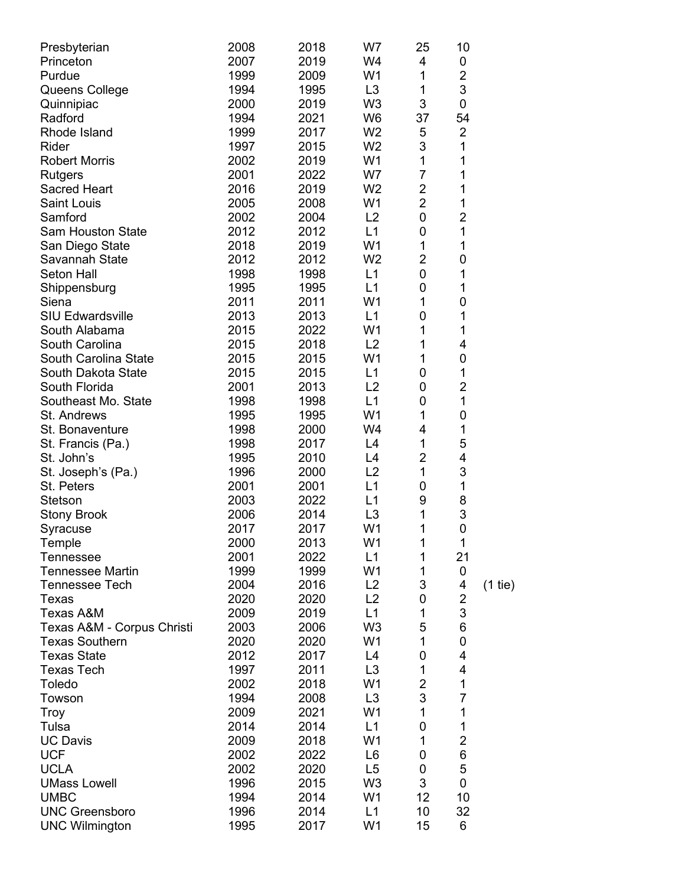| | | | | | | |
|---|---|---|---|---|---|---|
| Presbyterian | 2008 | 2018 | W7 | 25 | 10 | |
| Princeton | 2007 | 2019 | W4 | 4 | 0 | |
| Purdue | 1999 | 2009 | W1 | 1 | 2 | |
| Queens College | 1994 | 1995 | L3 | 1 | 3 | |
| Quinnipiac | 2000 | 2019 | W3 | 3 | 0 | |
| Radford | 1994 | 2021 | W6 | 37 | 54 | |
| Rhode Island | 1999 | 2017 | W2 | 5 | 2 | |
| Rider | 1997 | 2015 | W2 | 3 | 1 | |
| Robert Morris | 2002 | 2019 | W1 | 1 | 1 | |
| Rutgers | 2001 | 2022 | W7 | 7 | 1 | |
| Sacred Heart | 2016 | 2019 | W2 | 2 | 1 | |
| Saint Louis | 2005 | 2008 | W1 | 2 | 1 | |
| Samford | 2002 | 2004 | L2 | 0 | 2 | |
| Sam Houston State | 2012 | 2012 | L1 | 0 | 1 | |
| San Diego State | 2018 | 2019 | W1 | 1 | 1 | |
| Savannah State | 2012 | 2012 | W2 | 2 | 0 | |
| Seton Hall | 1998 | 1998 | L1 | 0 | 1 | |
| Shippensburg | 1995 | 1995 | L1 | 0 | 1 | |
| Siena | 2011 | 2011 | W1 | 1 | 0 | |
| SIU Edwardsville | 2013 | 2013 | L1 | 0 | 1 | |
| South Alabama | 2015 | 2022 | W1 | 1 | 1 | |
| South Carolina | 2015 | 2018 | L2 | 1 | 4 | |
| South Carolina State | 2015 | 2015 | W1 | 1 | 0 | |
| South Dakota State | 2015 | 2015 | L1 | 0 | 1 | |
| South Florida | 2001 | 2013 | L2 | 0 | 2 | |
| Southeast Mo. State | 1998 | 1998 | L1 | 0 | 1 | |
| St. Andrews | 1995 | 1995 | W1 | 1 | 0 | |
| St. Bonaventure | 1998 | 2000 | W4 | 4 | 1 | |
| St. Francis (Pa.) | 1998 | 2017 | L4 | 1 | 5 | |
| St. John's | 1995 | 2010 | L4 | 2 | 4 | |
| St. Joseph's (Pa.) | 1996 | 2000 | L2 | 1 | 3 | |
| St. Peters | 2001 | 2001 | L1 | 0 | 1 | |
| Stetson | 2003 | 2022 | L1 | 9 | 8 | |
| Stony Brook | 2006 | 2014 | L3 | 1 | 3 | |
| Syracuse | 2017 | 2017 | W1 | 1 | 0 | |
| Temple | 2000 | 2013 | W1 | 1 | 1 | |
| Tennessee | 2001 | 2022 | L1 | 1 | 21 | |
| Tennessee Martin | 1999 | 1999 | W1 | 1 | 0 | |
| Tennessee Tech | 2004 | 2016 | L2 | 3 | 4 | (1 tie) |
| Texas | 2020 | 2020 | L2 | 0 | 2 | |
| Texas A&M | 2009 | 2019 | L1 | 1 | 3 | |
| Texas A&M - Corpus Christi | 2003 | 2006 | W3 | 5 | 6 | |
| Texas Southern | 2020 | 2020 | W1 | 1 | 0 | |
| Texas State | 2012 | 2017 | L4 | 0 | 4 | |
| Texas Tech | 1997 | 2011 | L3 | 1 | 4 | |
| Toledo | 2002 | 2018 | W1 | 2 | 1 | |
| Towson | 1994 | 2008 | L3 | 3 | 7 | |
| Troy | 2009 | 2021 | W1 | 1 | 1 | |
| Tulsa | 2014 | 2014 | L1 | 0 | 1 | |
| UC Davis | 2009 | 2018 | W1 | 1 | 2 | |
| UCF | 2002 | 2022 | L6 | 0 | 6 | |
| UCLA | 2002 | 2020 | L5 | 0 | 5 | |
| UMass Lowell | 1996 | 2015 | W3 | 3 | 0 | |
| UMBC | 1994 | 2014 | W1 | 12 | 10 | |
| UNC Greensboro | 1996 | 2014 | L1 | 10 | 32 | |
| UNC Wilmington | 1995 | 2017 | W1 | 15 | 6 | |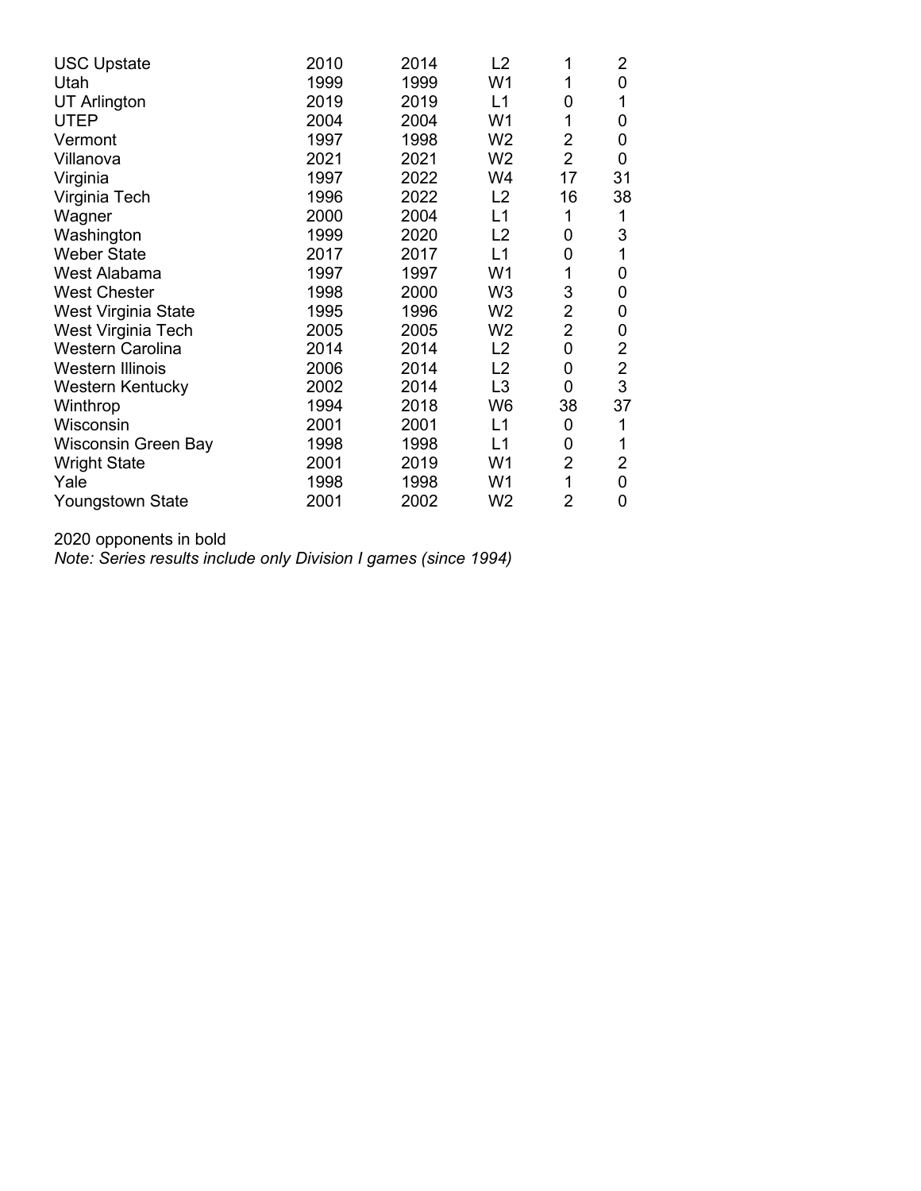| | | | | | |
|---|---|---|---|---|---|
| USC Upstate | 2010 | 2014 | L2 | 1 | 2 |
| Utah | 1999 | 1999 | W1 | 1 | 0 |
| UT Arlington | 2019 | 2019 | L1 | 0 | 1 |
| UTEP | 2004 | 2004 | W1 | 1 | 0 |
| Vermont | 1997 | 1998 | W2 | 2 | 0 |
| Villanova | 2021 | 2021 | W2 | 2 | 0 |
| Virginia | 1997 | 2022 | W4 | 17 | 31 |
| Virginia Tech | 1996 | 2022 | L2 | 16 | 38 |
| Wagner | 2000 | 2004 | L1 | 1 | 1 |
| Washington | 1999 | 2020 | L2 | 0 | 3 |
| Weber State | 2017 | 2017 | L1 | 0 | 1 |
| West Alabama | 1997 | 1997 | W1 | 1 | 0 |
| West Chester | 1998 | 2000 | W3 | 3 | 0 |
| West Virginia State | 1995 | 1996 | W2 | 2 | 0 |
| West Virginia Tech | 2005 | 2005 | W2 | 2 | 0 |
| Western Carolina | 2014 | 2014 | L2 | 0 | 2 |
| Western Illinois | 2006 | 2014 | L2 | 0 | 2 |
| Western Kentucky | 2002 | 2014 | L3 | 0 | 3 |
| Winthrop | 1994 | 2018 | W6 | 38 | 37 |
| Wisconsin | 2001 | 2001 | L1 | 0 | 1 |
| Wisconsin Green Bay | 1998 | 1998 | L1 | 0 | 1 |
| Wright State | 2001 | 2019 | W1 | 2 | 2 |
| Yale | 1998 | 1998 | W1 | 1 | 0 |
| Youngstown State | 2001 | 2002 | W2 | 2 | 0 |

2020 opponents in bold

*Note: Series results include only Division I games (since 1994)*